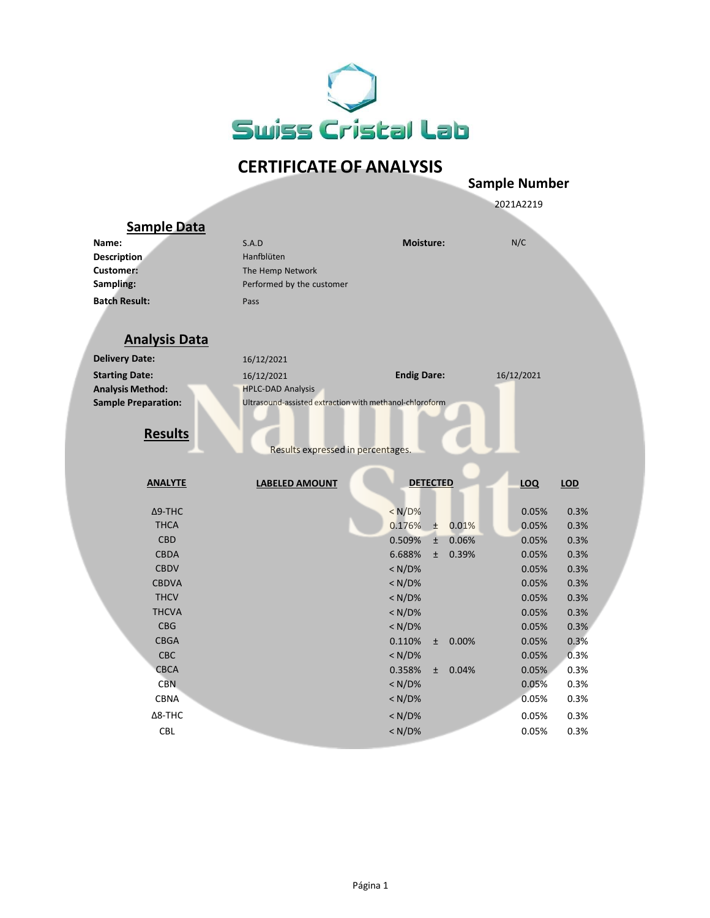# Swiss Cristal Lab

## CERTIFICATE OF ANALYSIS

**Sample Number**

2021A2219

### Sample Data

| | | | |
|---|---|---|---|
| **Name:** | S.A.D | **Moisture:** | N/C |
| **Description** | Hanfblüten | | |
| **Customer:** | The Hemp Network | | |
| **Sampling:** | Performed by the customer | | |
| **Batch Result:** | Pass | | |

### Analysis Data

| | | | |
|---|---|---|---|
| **Delivery Date:** | 16/12/2021 | | |
| **Starting Date:** | 16/12/2021 | **Endig Dare:** | 16/12/2021 |
| **Analysis Method:** | HPLC-DAD Analysis | | |
| **Sample Preparation:** | Ultrasound-assisted extraction with methanol-chloroform | | |

### Results

Results expressed in percentages.

| ANALYTE | LABELED AMOUNT | DETECTED | LOQ | LOD |
|---|---|---|---|---|
| Δ9-THC | | < N/D% | 0.05% | 0.3% |
| THCA | | 0.176% ± 0.01% | 0.05% | 0.3% |
| CBD | | 0.509% ± 0.06% | 0.05% | 0.3% |
| CBDA | | 6.688% ± 0.39% | 0.05% | 0.3% |
| CBDV | | < N/D% | 0.05% | 0.3% |
| CBDVA | | < N/D% | 0.05% | 0.3% |
| THCV | | < N/D% | 0.05% | 0.3% |
| THCVA | | < N/D% | 0.05% | 0.3% |
| CBG | | < N/D% | 0.05% | 0.3% |
| CBGA | | 0.110% ± 0.00% | 0.05% | 0.3% |
| CBC | | < N/D% | 0.05% | 0.3% |
| CBCA | | 0.358% ± 0.04% | 0.05% | 0.3% |
| CBN | | < N/D% | 0.05% | 0.3% |
| CBNA | | < N/D% | 0.05% | 0.3% |
| Δ8-THC | | < N/D% | 0.05% | 0.3% |
| CBL | | < N/D% | 0.05% | 0.3% |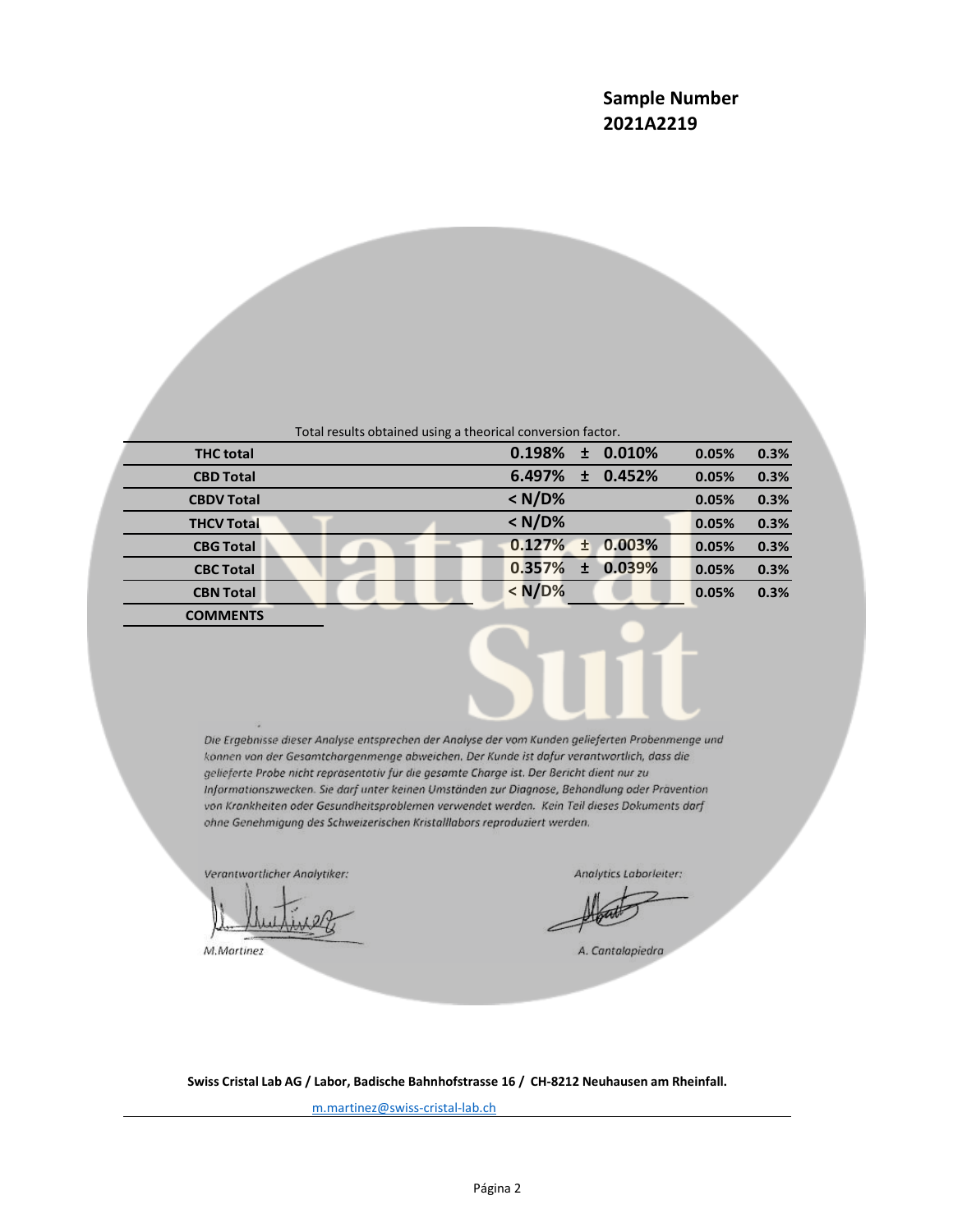**Sample Number**
**2021A2219**

Total results obtained using a theorical conversion factor.

| | | | |
|---|---|---|---|
| **THC total** | **0.198% ± 0.010%** | **0.05%** | **0.3%** |
| **CBD Total** | **6.497% ± 0.452%** | **0.05%** | **0.3%** |
| **CBDV Total** | **< N/D%** | **0.05%** | **0.3%** |
| **THCV Total** | **< N/D%** | **0.05%** | **0.3%** |
| **CBG Total** | **0.127% ± 0.003%** | **0.05%** | **0.3%** |
| **CBC Total** | **0.357% ± 0.039%** | **0.05%** | **0.3%** |
| **CBN Total** | **< N/D%** | **0.05%** | **0.3%** |

**COMMENTS**

*Die Ergebnisse dieser Analyse entsprechen der Analyse der vom Kunden gelieferten Probenmenge und können von der Gesamtchargenmenge abweichen. Der Kunde ist dafür verantwortlich, dass die gelieferte Probe nicht repräsentativ für die gesamte Charge ist. Der Bericht dient nur zu Informationszwecken. Sie darf unter keinen Umständen zur Diagnose, Behandlung oder Prävention von Krankheiten oder Gesundheitsproblemen verwendet werden. Kein Teil dieses Dokuments darf ohne Genehmigung des Schweizerischen Kristalllabors reproduziert werden.*

*Verantwortlicher Analytiker:*

*M.Martinez*

*Analytics Laborleiter:*

*A. Cantalapiedra*

**Swiss Cristal Lab AG / Labor, Badische Bahnhofstrasse 16 / CH-8212 Neuhausen am Rheinfall.**

m.martinez@swiss-cristal-lab.ch